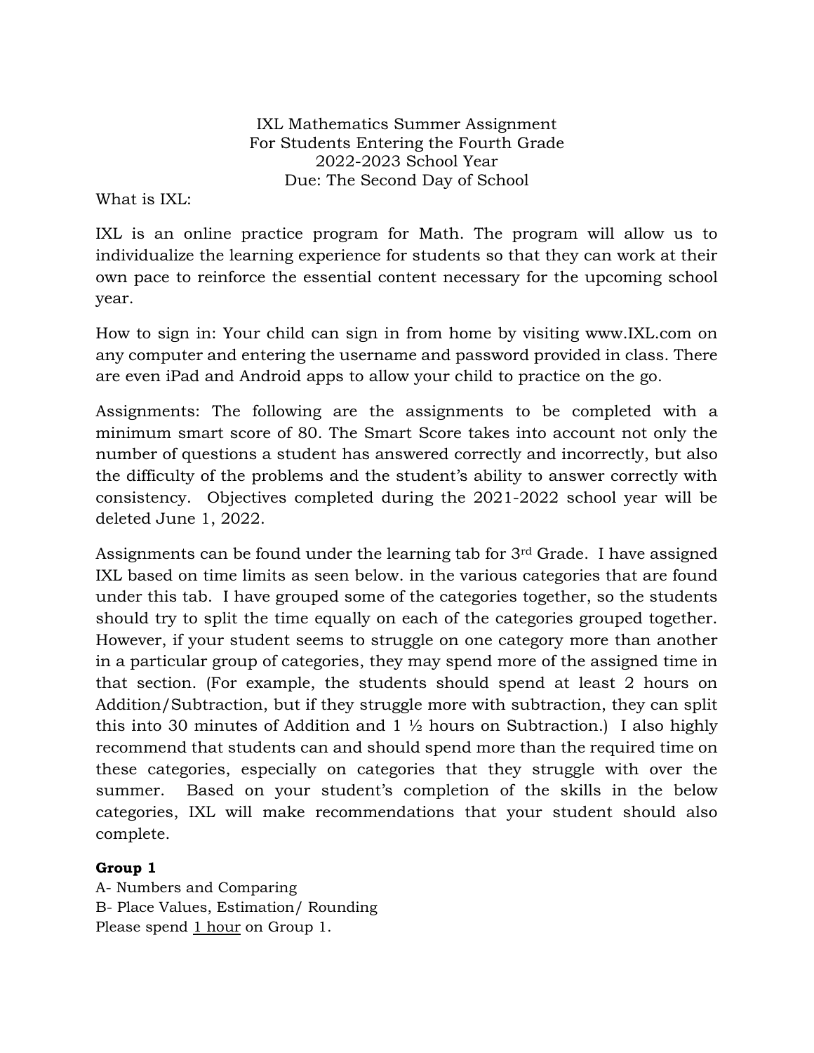# IXL Mathematics Summer Assignment
## For Students Entering the Fourth Grade
## 2022-2023 School Year
## Due: The Second Day of School

What is IXL:

IXL is an online practice program for Math. The program will allow us to individualize the learning experience for students so that they can work at their own pace to reinforce the essential content necessary for the upcoming school year.

How to sign in: Your child can sign in from home by visiting www.IXL.com on any computer and entering the username and password provided in class. There are even iPad and Android apps to allow your child to practice on the go.

Assignments: The following are the assignments to be completed with a minimum smart score of 80. The Smart Score takes into account not only the number of questions a student has answered correctly and incorrectly, but also the difficulty of the problems and the student's ability to answer correctly with consistency. Objectives completed during the 2021-2022 school year will be deleted June 1, 2022.

Assignments can be found under the learning tab for 3rd Grade. I have assigned IXL based on time limits as seen below. in the various categories that are found under this tab. I have grouped some of the categories together, so the students should try to split the time equally on each of the categories grouped together. However, if your student seems to struggle on one category more than another in a particular group of categories, they may spend more of the assigned time in that section. (For example, the students should spend at least 2 hours on Addition/Subtraction, but if they struggle more with subtraction, they can split this into 30 minutes of Addition and 1 ½ hours on Subtraction.) I also highly recommend that students can and should spend more than the required time on these categories, especially on categories that they struggle with over the summer. Based on your student's completion of the skills in the below categories, IXL will make recommendations that your student should also complete.

**Group 1**
A- Numbers and Comparing
B- Place Values, Estimation/ Rounding
Please spend <u>1 hour</u> on Group 1.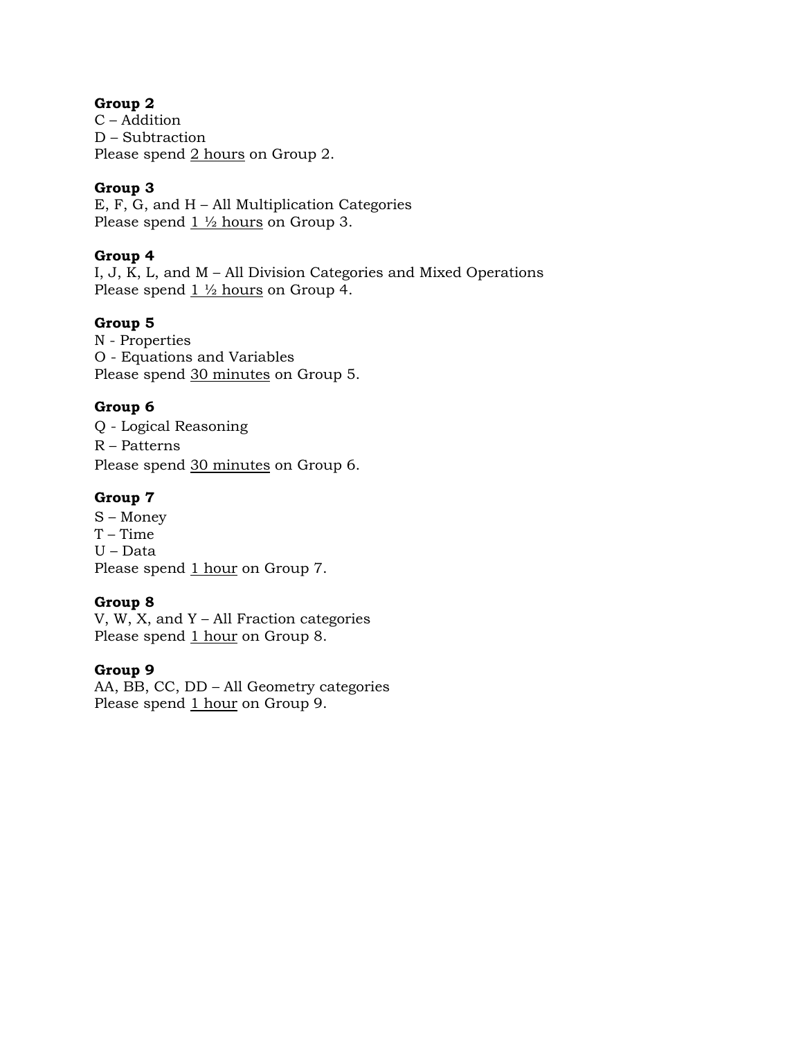**Group 2**
C – Addition
D – Subtraction
Please spend 2 hours on Group 2.

**Group 3**
E, F, G, and H – All Multiplication Categories
Please spend 1 ½ hours on Group 3.

**Group 4**
I, J, K, L, and M – All Division Categories and Mixed Operations
Please spend 1 ½ hours on Group 4.

**Group 5**
N - Properties
O - Equations and Variables
Please spend 30 minutes on Group 5.

**Group 6**
Q - Logical Reasoning
R – Patterns
Please spend 30 minutes on Group 6.

**Group 7**
S – Money
T – Time
U – Data
Please spend 1 hour on Group 7.

**Group 8**
V, W, X, and Y – All Fraction categories
Please spend 1 hour on Group 8.

**Group 9**
AA, BB, CC, DD – All Geometry categories
Please spend 1 hour on Group 9.